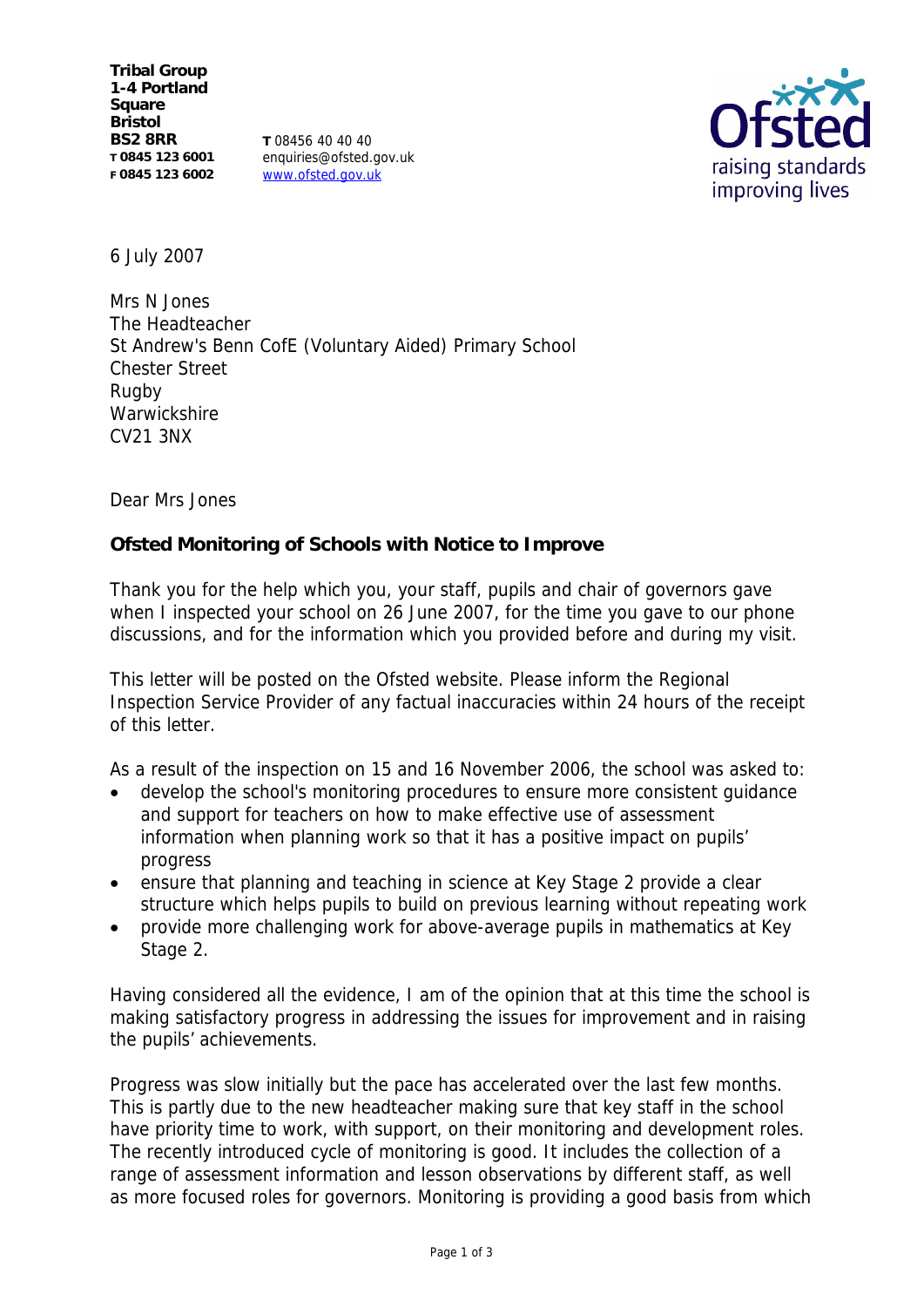**Tribal Group**
**1-4 Portland Square**
**Bristol**
**BS2 8RR**
**T 0845 123 6001**
**F 0845 123 6002**

**T** 08456 40 40 40
enquiries@ofsted.gov.uk
www.ofsted.gov.uk

Ofsted
raising standards
improving lives

6 July 2007

Mrs N Jones
The Headteacher
St Andrew's Benn CofE (Voluntary Aided) Primary School
Chester Street
Rugby
Warwickshire
CV21 3NX

Dear Mrs Jones

**Ofsted Monitoring of Schools with Notice to Improve**

Thank you for the help which you, your staff, pupils and chair of governors gave when I inspected your school on 26 June 2007, for the time you gave to our phone discussions, and for the information which you provided before and during my visit.

This letter will be posted on the Ofsted website. Please inform the Regional Inspection Service Provider of any factual inaccuracies within 24 hours of the receipt of this letter.

As a result of the inspection on 15 and 16 November 2006, the school was asked to:

- develop the school's monitoring procedures to ensure more consistent guidance and support for teachers on how to make effective use of assessment information when planning work so that it has a positive impact on pupils' progress
- ensure that planning and teaching in science at Key Stage 2 provide a clear structure which helps pupils to build on previous learning without repeating work
- provide more challenging work for above-average pupils in mathematics at Key Stage 2.

Having considered all the evidence, I am of the opinion that at this time the school is making satisfactory progress in addressing the issues for improvement and in raising the pupils' achievements.

Progress was slow initially but the pace has accelerated over the last few months. This is partly due to the new headteacher making sure that key staff in the school have priority time to work, with support, on their monitoring and development roles. The recently introduced cycle of monitoring is good. It includes the collection of a range of assessment information and lesson observations by different staff, as well as more focused roles for governors. Monitoring is providing a good basis from which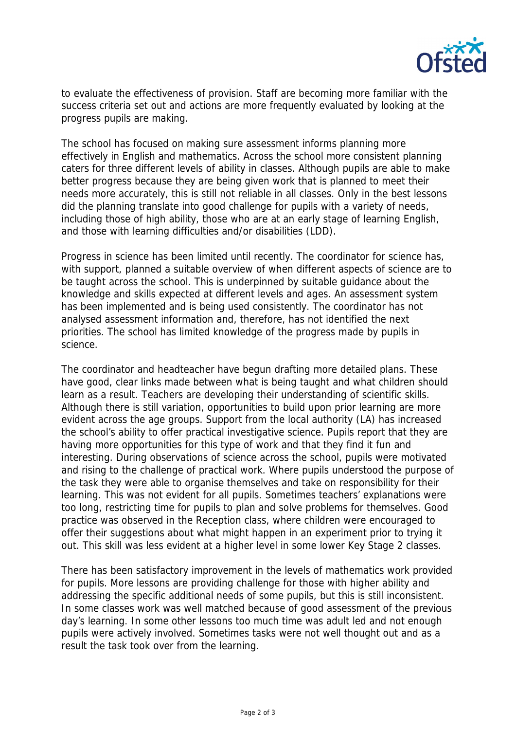to evaluate the effectiveness of provision. Staff are becoming more familiar with the success criteria set out and actions are more frequently evaluated by looking at the progress pupils are making.

The school has focused on making sure assessment informs planning more effectively in English and mathematics. Across the school more consistent planning caters for three different levels of ability in classes. Although pupils are able to make better progress because they are being given work that is planned to meet their needs more accurately, this is still not reliable in all classes. Only in the best lessons did the planning translate into good challenge for pupils with a variety of needs, including those of high ability, those who are at an early stage of learning English, and those with learning difficulties and/or disabilities (LDD).

Progress in science has been limited until recently. The coordinator for science has, with support, planned a suitable overview of when different aspects of science are to be taught across the school. This is underpinned by suitable guidance about the knowledge and skills expected at different levels and ages. An assessment system has been implemented and is being used consistently. The coordinator has not analysed assessment information and, therefore, has not identified the next priorities. The school has limited knowledge of the progress made by pupils in science.

The coordinator and headteacher have begun drafting more detailed plans. These have good, clear links made between what is being taught and what children should learn as a result. Teachers are developing their understanding of scientific skills. Although there is still variation, opportunities to build upon prior learning are more evident across the age groups. Support from the local authority (LA) has increased the school's ability to offer practical investigative science. Pupils report that they are having more opportunities for this type of work and that they find it fun and interesting. During observations of science across the school, pupils were motivated and rising to the challenge of practical work. Where pupils understood the purpose of the task they were able to organise themselves and take on responsibility for their learning. This was not evident for all pupils. Sometimes teachers' explanations were too long, restricting time for pupils to plan and solve problems for themselves. Good practice was observed in the Reception class, where children were encouraged to offer their suggestions about what might happen in an experiment prior to trying it out. This skill was less evident at a higher level in some lower Key Stage 2 classes.

There has been satisfactory improvement in the levels of mathematics work provided for pupils. More lessons are providing challenge for those with higher ability and addressing the specific additional needs of some pupils, but this is still inconsistent. In some classes work was well matched because of good assessment of the previous day's learning. In some other lessons too much time was adult led and not enough pupils were actively involved. Sometimes tasks were not well thought out and as a result the task took over from the learning.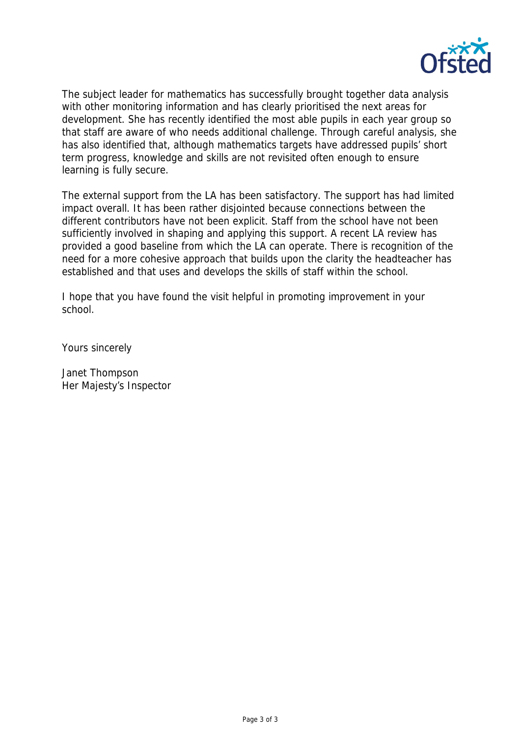The subject leader for mathematics has successfully brought together data analysis with other monitoring information and has clearly prioritised the next areas for development. She has recently identified the most able pupils in each year group so that staff are aware of who needs additional challenge. Through careful analysis, she has also identified that, although mathematics targets have addressed pupils' short term progress, knowledge and skills are not revisited often enough to ensure learning is fully secure.

The external support from the LA has been satisfactory. The support has had limited impact overall. It has been rather disjointed because connections between the different contributors have not been explicit. Staff from the school have not been sufficiently involved in shaping and applying this support. A recent LA review has provided a good baseline from which the LA can operate. There is recognition of the need for a more cohesive approach that builds upon the clarity the headteacher has established and that uses and develops the skills of staff within the school.

I hope that you have found the visit helpful in promoting improvement in your school.

Yours sincerely

Janet Thompson
Her Majesty's Inspector